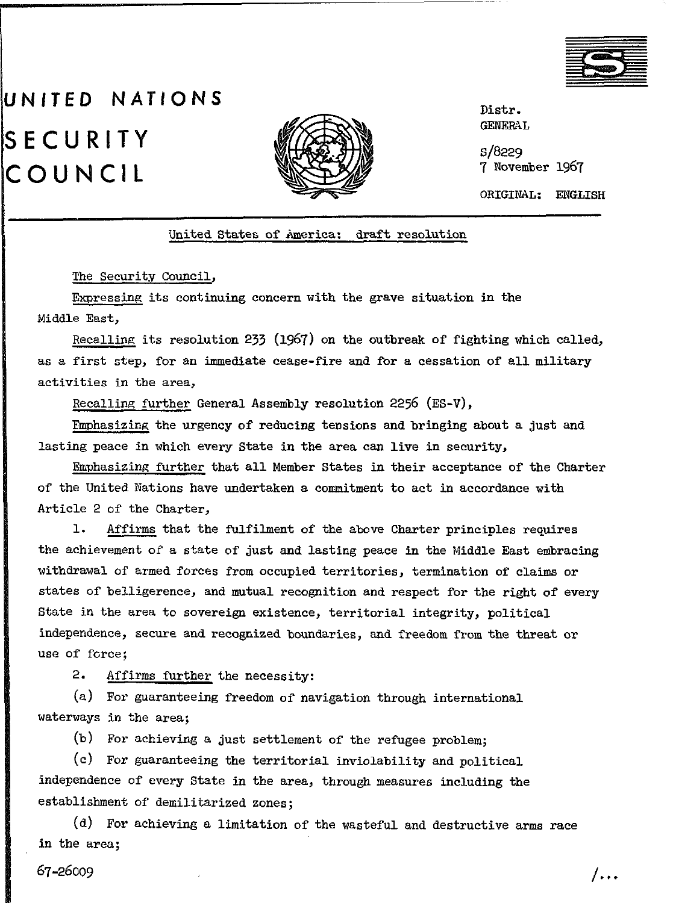# UNITED NATIONS

# SECURITY COUNCIL

Distr.
GENERAL

S/8229
7 November 1967

ORIGINAL: ENGLISH

United States of America: draft resolution

The Security Council,

Expressing its continuing concern with the grave situation in the Middle East,

Recalling its resolution 233 (1967) on the outbreak of fighting which called, as a first step, for an immediate cease-fire and for a cessation of all military activities in the area,

Recalling further General Assembly resolution 2256 (ES-V),

Emphasizing the urgency of reducing tensions and bringing about a just and lasting peace in which every State in the area can live in security,

Emphasizing further that all Member States in their acceptance of the Charter of the United Nations have undertaken a commitment to act in accordance with Article 2 of the Charter,

1. Affirms that the fulfilment of the above Charter principles requires the achievement of a state of just and lasting peace in the Middle East embracing withdrawal of armed forces from occupied territories, termination of claims or states of belligerence, and mutual recognition and respect for the right of every State in the area to sovereign existence, territorial integrity, political independence, secure and recognized boundaries, and freedom from the threat or use of force;

2. Affirms further the necessity:

(a) For guaranteeing freedom of navigation through international waterways in the area;

(b) For achieving a just settlement of the refugee problem;

(c) For guaranteeing the territorial inviolability and political independence of every State in the area, through measures including the establishment of demilitarized zones;

(d) For achieving a limitation of the wasteful and destructive arms race in the area;

67-26009

/...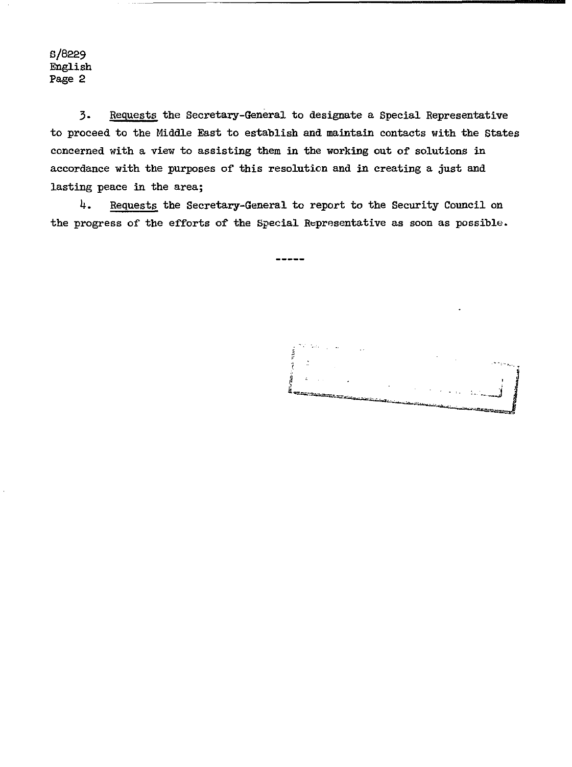3. Requests the Secretary-General to designate a Special Representative to proceed to the Middle East to establish and maintain contacts with the States concerned with a view to assisting them in the working out of solutions in accordance with the purposes of this resolution and in creating a just and lasting peace in the area;

4. Requests the Secretary-General to report to the Security Council on the progress of the efforts of the Special Representative as soon as possible.

-----